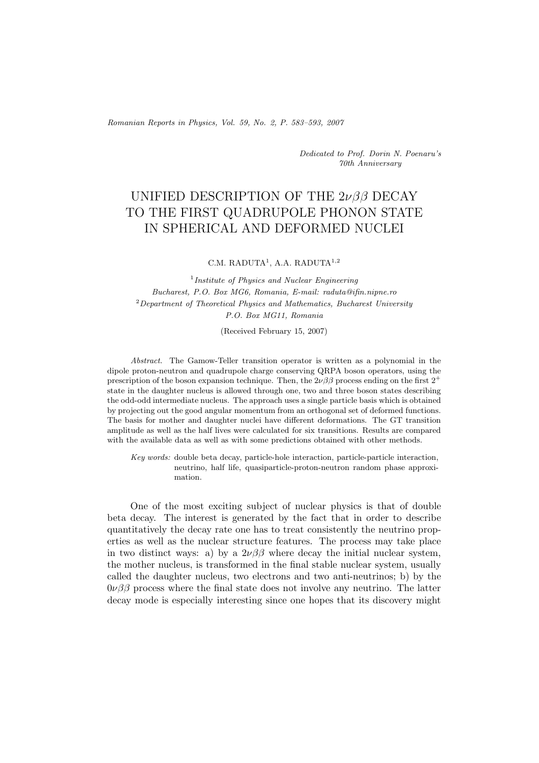*Dedicated to Prof. Dorin N. Poenaru's 70th Anniversary*

# UNIFIED DESCRIPTION OF THE $2\nu\beta\beta$ DECAY TO THE FIRST QUADRUPOLE PHONON STATE IN SPHERICAL AND DEFORMED NUCLEI

C.M. RADUTA[1], A.A. RADUTA[1,2]

[1] *Institute of Physics and Nuclear Engineering Bucharest, P.O. Box MG6, Romania, E-mail: raduta@ifin.nipne.ro*

[2] *Department of Theoretical Physics and Mathematics, Bucharest University P.O. Box MG11, Romania*

(Received February 15, 2007)

*Abstract.* The Gamow-Teller transition operator is written as a polynomial in the dipole proton-neutron and quadrupole charge conserving QRPA boson operators, using the prescription of the boson expansion technique. Then, the $2\nu\beta\beta$ process ending on the first $2^+$ state in the daughter nucleus is allowed through one, two and three boson states describing the odd-odd intermediate nucleus. The approach uses a single particle basis which is obtained by projecting out the good angular momentum from an orthogonal set of deformed functions. The basis for mother and daughter nuclei have different deformations. The GT transition amplitude as well as the half lives were calculated for six transitions. Results are compared with the available data as well as with some predictions obtained with other methods.

*Key words:* double beta decay, particle-hole interaction, particle-particle interaction, neutrino, half life, quasiparticle-proton-neutron random phase approximation.

One of the most exciting subject of nuclear physics is that of double beta decay. The interest is generated by the fact that in order to describe quantitatively the decay rate one has to treat consistently the neutrino properties as well as the nuclear structure features. The process may take place in two distinct ways: a) by a $2\nu\beta\beta$ where decay the initial nuclear system, the mother nucleus, is transformed in the final stable nuclear system, usually called the daughter nucleus, two electrons and two anti-neutrinos; b) by the $0\nu\beta\beta$ process where the final state does not involve any neutrino. The latter decay mode is especially interesting since one hopes that its discovery might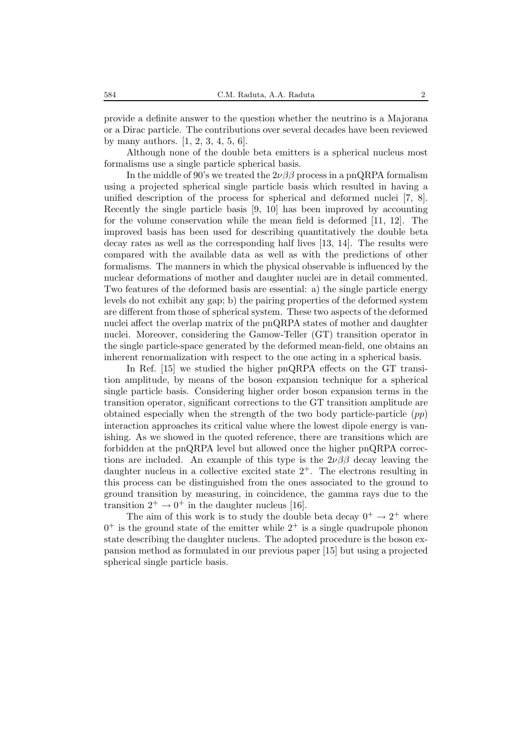provide a definite answer to the question whether the neutrino is a Majorana or a Dirac particle. The contributions over several decades have been reviewed by many authors. [1, 2, 3, 4, 5, 6].

Although none of the double beta emitters is a spherical nucleus most formalisms use a single particle spherical basis.

In the middle of 90's we treated the $2\nu\beta\beta$ process in a pnQRPA formalism using a projected spherical single particle basis which resulted in having a unified description of the process for spherical and deformed nuclei [7, 8]. Recently the single particle basis [9, 10] has been improved by accounting for the volume conservation while the mean field is deformed [11, 12]. The improved basis has been used for describing quantitatively the double beta decay rates as well as the corresponding half lives [13, 14]. The results were compared with the available data as well as with the predictions of other formalisms. The manners in which the physical observable is influenced by the nuclear deformations of mother and daughter nuclei are in detail commented. Two features of the deformed basis are essential: a) the single particle energy levels do not exhibit any gap; b) the pairing properties of the deformed system are different from those of spherical system. These two aspects of the deformed nuclei affect the overlap matrix of the pnQRPA states of mother and daughter nuclei. Moreover, considering the Gamow-Teller (GT) transition operator in the single particle-space generated by the deformed mean-field, one obtains an inherent renormalization with respect to the one acting in a spherical basis.

In Ref. [15] we studied the higher pnQRPA effects on the GT transition amplitude, by means of the boson expansion technique for a spherical single particle basis. Considering higher order boson expansion terms in the transition operator, significant corrections to the GT transition amplitude are obtained especially when the strength of the two body particle-particle ($pp$) interaction approaches its critical value where the lowest dipole energy is vanishing. As we showed in the quoted reference, there are transitions which are forbidden at the pnQRPA level but allowed once the higher pnQRPA corrections are included. An example of this type is the $2\nu\beta\beta$ decay leaving the daughter nucleus in a collective excited state $2^+$. The electrons resulting in this process can be distinguished from the ones associated to the ground to ground transition by measuring, in coincidence, the gamma rays due to the transition $2^+ \to 0^+$ in the daughter nucleus [16].

The aim of this work is to study the double beta decay $0^+ \to 2^+$ where $0^+$ is the ground state of the emitter while $2^+$ is a single quadrupole phonon state describing the daughter nucleus. The adopted procedure is the boson expansion method as formulated in our previous paper [15] but using a projected spherical single particle basis.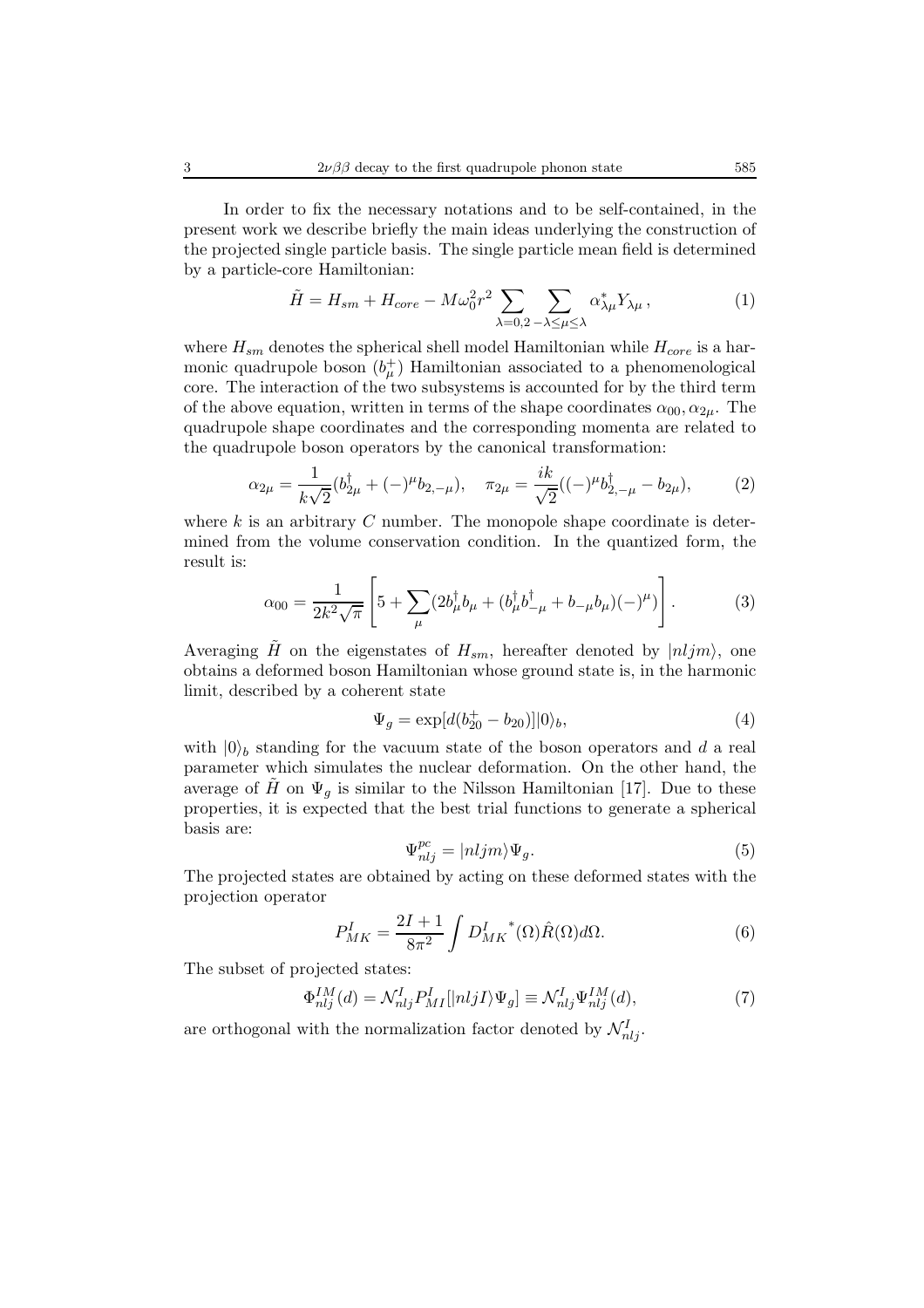In order to fix the necessary notations and to be self-contained, in the present work we describe briefly the main ideas underlying the construction of the projected single particle basis. The single particle mean field is determined by a particle-core Hamiltonian:

$$\tilde{H} = H_{sm} + H_{core} - M\omega_0^2 r^2 \sum_{\lambda=0,2} \sum_{-\lambda \leq \mu \leq \lambda} \alpha^*_{\lambda\mu} Y_{\lambda\mu}\,, \tag{1}$$

where $H_{sm}$ denotes the spherical shell model Hamiltonian while $H_{core}$ is a harmonic quadrupole boson ($b^+_\mu$) Hamiltonian associated to a phenomenological core. The interaction of the two subsystems is accounted for by the third term of the above equation, written in terms of the shape coordinates $\alpha_{00}, \alpha_{2\mu}$. The quadrupole shape coordinates and the corresponding momenta are related to the quadrupole boson operators by the canonical transformation:

$$\alpha_{2\mu} = \frac{1}{k\sqrt{2}}(b^\dagger_{2\mu} + (-)^\mu b_{2,-\mu}), \quad \pi_{2\mu} = \frac{ik}{\sqrt{2}}((-)^\mu b^\dagger_{2,-\mu} - b_{2\mu}), \tag{2}$$

where $k$ is an arbitrary $C$ number. The monopole shape coordinate is determined from the volume conservation condition. In the quantized form, the result is:

$$\alpha_{00} = \frac{1}{2k^2\sqrt{\pi}}\left[5 + \sum_\mu (2b^\dagger_\mu b_\mu + (b^\dagger_\mu b^\dagger_{-\mu} + b_{-\mu}b_\mu)(-)^\mu)\right]. \tag{3}$$

Averaging $\tilde{H}$ on the eigenstates of $H_{sm}$, hereafter denoted by $|nljm\rangle$, one obtains a deformed boson Hamiltonian whose ground state is, in the harmonic limit, described by a coherent state

$$\Psi_g = \exp[d(b^+_{20} - b_{20})]|0\rangle_b, \tag{4}$$

with $|0\rangle_b$ standing for the vacuum state of the boson operators and $d$ a real parameter which simulates the nuclear deformation. On the other hand, the average of $\tilde{H}$ on $\Psi_g$ is similar to the Nilsson Hamiltonian [17]. Due to these properties, it is expected that the best trial functions to generate a spherical basis are:

$$\Psi^{pc}_{nlj} = |nljm\rangle\Psi_g. \tag{5}$$

The projected states are obtained by acting on these deformed states with the projection operator

$$P^I_{MK} = \frac{2I+1}{8\pi^2}\int {D^I_{MK}}^*(\Omega)\hat{R}(\Omega)d\Omega. \tag{6}$$

The subset of projected states:

$$\Phi^{IM}_{nlj}(d) = \mathcal{N}^I_{nlj} P^I_{MI}[|nljI\rangle\Psi_g] \equiv \mathcal{N}^I_{nlj}\Psi^{IM}_{nlj}(d), \tag{7}$$

are orthogonal with the normalization factor denoted by $\mathcal{N}^I_{nlj}$.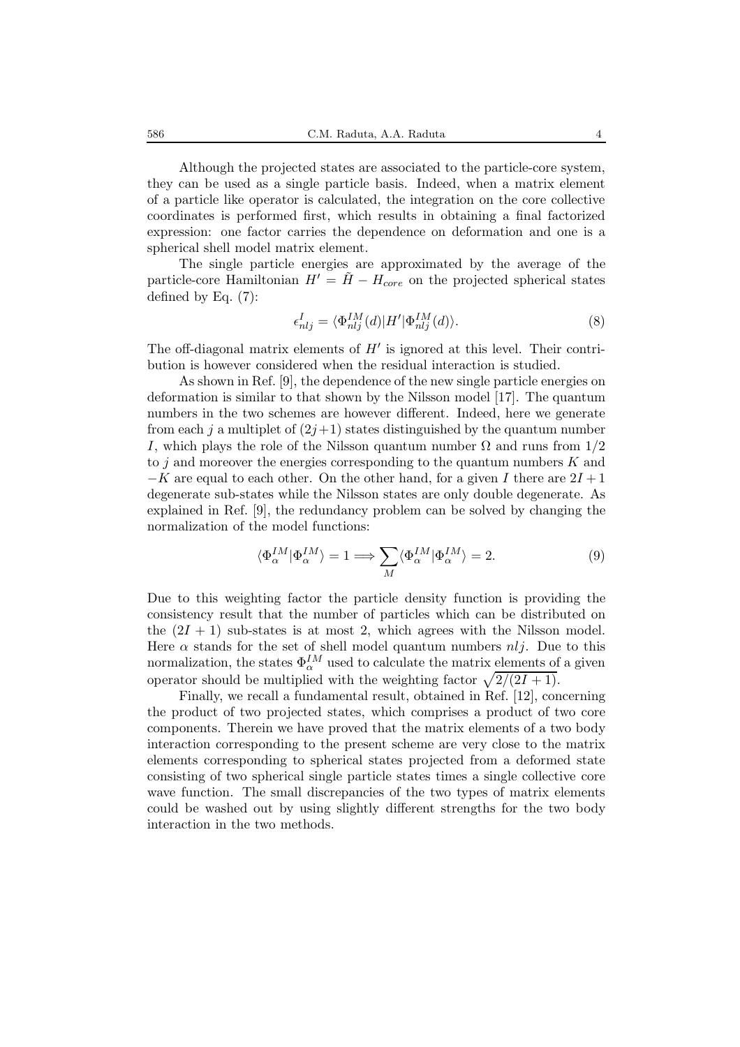Although the projected states are associated to the particle-core system, they can be used as a single particle basis. Indeed, when a matrix element of a particle like operator is calculated, the integration on the core collective coordinates is performed first, which results in obtaining a final factorized expression: one factor carries the dependence on deformation and one is a spherical shell model matrix element.

The single particle energies are approximated by the average of the particle-core Hamiltonian $H' = \tilde{H} - H_{core}$ on the projected spherical states defined by Eq. (7):

$$\epsilon^{I}_{nlj} = \langle \Phi^{IM}_{nlj}(d)|H'|\Phi^{IM}_{nlj}(d)\rangle. \tag{8}$$

The off-diagonal matrix elements of $H'$ is ignored at this level. Their contribution is however considered when the residual interaction is studied.

As shown in Ref. [9], the dependence of the new single particle energies on deformation is similar to that shown by the Nilsson model [17]. The quantum numbers in the two schemes are however different. Indeed, here we generate from each $j$ a multiplet of $(2j+1)$ states distinguished by the quantum number $I$, which plays the role of the Nilsson quantum number $\Omega$ and runs from $1/2$ to $j$ and moreover the energies corresponding to the quantum numbers $K$ and $-K$ are equal to each other. On the other hand, for a given $I$ there are $2I+1$ degenerate sub-states while the Nilsson states are only double degenerate. As explained in Ref. [9], the redundancy problem can be solved by changing the normalization of the model functions:

$$\langle \Phi^{IM}_{\alpha}|\Phi^{IM}_{\alpha}\rangle = 1 \Longrightarrow \sum_{M}\langle \Phi^{IM}_{\alpha}|\Phi^{IM}_{\alpha}\rangle = 2. \tag{9}$$

Due to this weighting factor the particle density function is providing the consistency result that the number of particles which can be distributed on the $(2I+1)$ sub-states is at most 2, which agrees with the Nilsson model. Here $\alpha$ stands for the set of shell model quantum numbers $nlj$. Due to this normalization, the states $\Phi^{IM}_{\alpha}$ used to calculate the matrix elements of a given operator should be multiplied with the weighting factor $\sqrt{2/(2I+1)}$.

Finally, we recall a fundamental result, obtained in Ref. [12], concerning the product of two projected states, which comprises a product of two core components. Therein we have proved that the matrix elements of a two body interaction corresponding to the present scheme are very close to the matrix elements corresponding to spherical states projected from a deformed state consisting of two spherical single particle states times a single collective core wave function. The small discrepancies of the two types of matrix elements could be washed out by using slightly different strengths for the two body interaction in the two methods.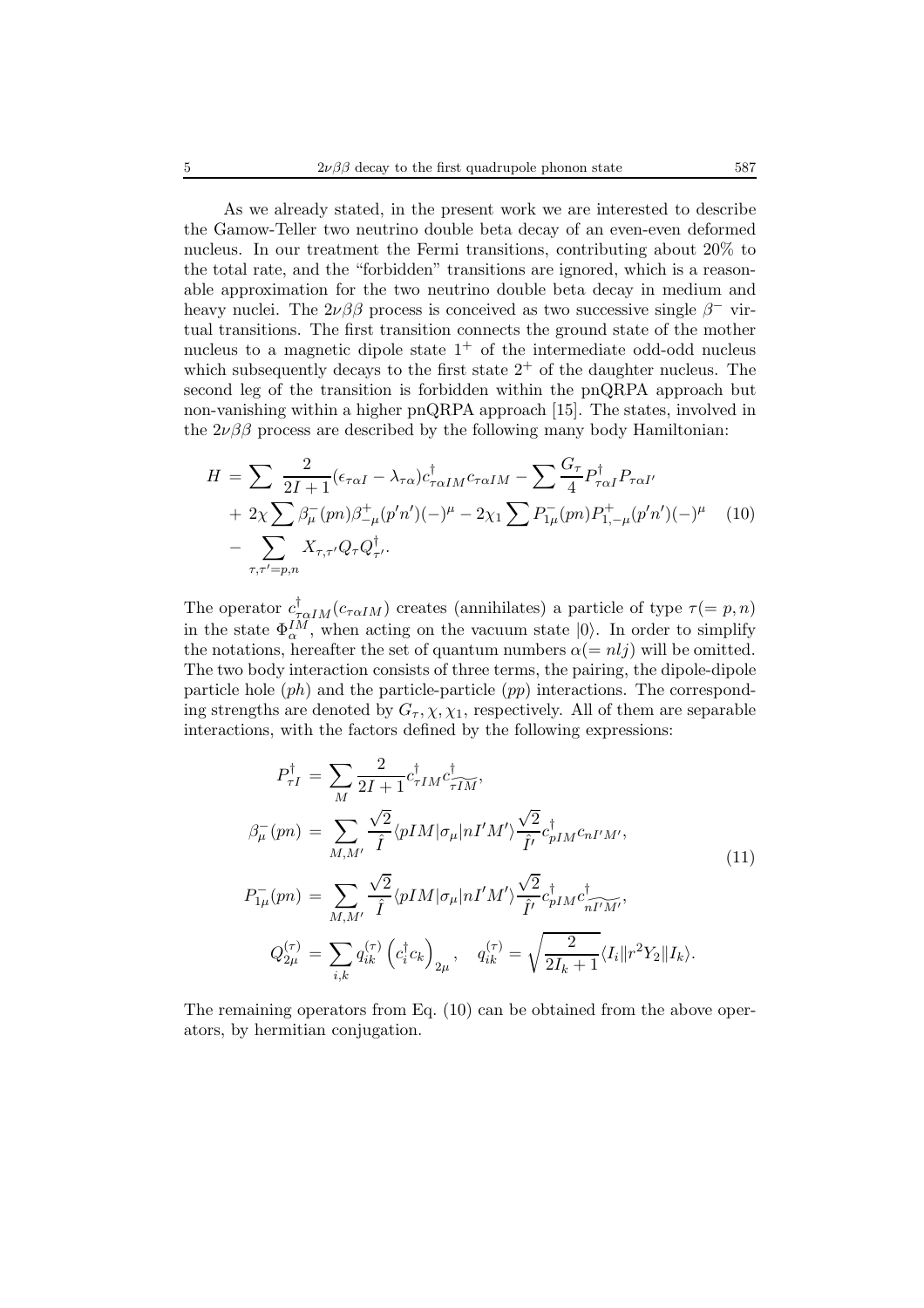As we already stated, in the present work we are interested to describe the Gamow-Teller two neutrino double beta decay of an even-even deformed nucleus. In our treatment the Fermi transitions, contributing about 20% to the total rate, and the "forbidden" transitions are ignored, which is a reasonable approximation for the two neutrino double beta decay in medium and heavy nuclei. The $2\nu\beta\beta$ process is conceived as two successive single $\beta^-$ virtual transitions. The first transition connects the ground state of the mother nucleus to a magnetic dipole state $1^+$ of the intermediate odd-odd nucleus which subsequently decays to the first state $2^+$ of the daughter nucleus. The second leg of the transition is forbidden within the pnQRPA approach but non-vanishing within a higher pnQRPA approach [15]. The states, involved in the $2\nu\beta\beta$ process are described by the following many body Hamiltonian:

$$
\begin{aligned}
H =& \sum \frac{2}{2I+1}(\epsilon_{\tau\alpha I} - \lambda_{\tau\alpha}) c^\dagger_{\tau\alpha IM} c_{\tau\alpha IM} - \sum \frac{G_\tau}{4} P^\dagger_{\tau\alpha I} P_{\tau\alpha I'} \\
&+ 2\chi \sum \beta^-_\mu(pn)\beta^+_{-\mu}(p'n')(-)^\mu - 2\chi_1 \sum P^-_{1\mu}(pn) P^+_{1,-\mu}(p'n')(-)^\mu \\
&- \sum_{\tau,\tau'=p,n} X_{\tau,\tau'} Q_\tau Q^\dagger_{\tau'}.
\end{aligned} \tag{10}
$$

The operator $c^\dagger_{\tau\alpha IM}(c_{\tau\alpha IM})$ creates (annihilates) a particle of type $\tau(=p,n)$ in the state $\Phi^{IM}_\alpha$, when acting on the vacuum state $|0\rangle$. In order to simplify the notations, hereafter the set of quantum numbers $\alpha(=nlj)$ will be omitted. The two body interaction consists of three terms, the pairing, the dipole-dipole particle hole $(ph)$ and the particle-particle $(pp)$ interactions. The corresponding strengths are denoted by $G_\tau, \chi, \chi_1$, respectively. All of them are separable interactions, with the factors defined by the following expressions:

$$
\begin{aligned}
P^\dagger_{\tau I} &= \sum_M \frac{2}{2I+1} c^\dagger_{\tau IM} c^\dagger_{\widetilde{\tau IM}}, \\
\beta^-_\mu(pn) &= \sum_{M,M'} \frac{\sqrt{2}}{\hat{I}} \langle pIM|\sigma_\mu|nI'M'\rangle \frac{\sqrt{2}}{\hat{I'}} c^\dagger_{pIM} c_{nI'M'}, \\
P^-_{1\mu}(pn) &= \sum_{M,M'} \frac{\sqrt{2}}{\hat{I}} \langle pIM|\sigma_\mu|nI'M'\rangle \frac{\sqrt{2}}{\hat{I'}} c^\dagger_{pIM} c^\dagger_{\widetilde{nI'M'}}, \\
Q^{(\tau)}_{2\mu} &= \sum_{i,k} q^{(\tau)}_{ik} \left(c^\dagger_i c_k\right)_{2\mu}, \quad q^{(\tau)}_{ik} = \sqrt{\frac{2}{2I_k+1}} \langle I_i \| r^2 Y_2 \| I_k \rangle.
\end{aligned} \tag{11}
$$

The remaining operators from Eq. (10) can be obtained from the above operators, by hermitian conjugation.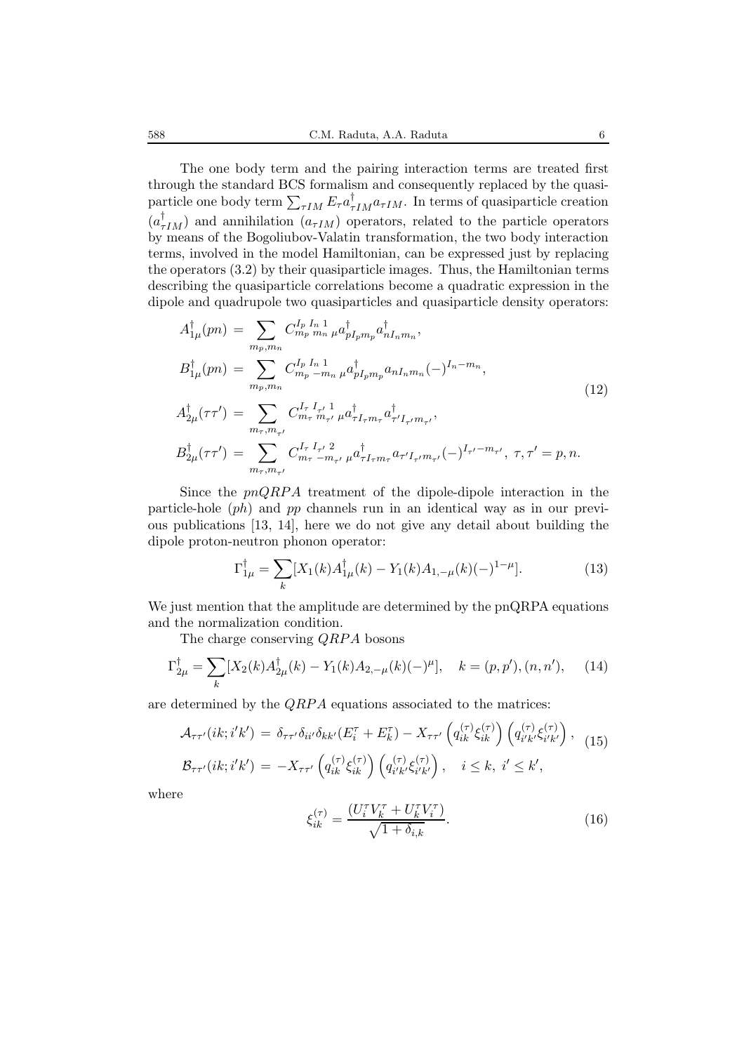The one body term and the pairing interaction terms are treated first through the standard BCS formalism and consequently replaced by the quasiparticle one body term $\sum_{\tau IM} E_\tau a^\dagger_{\tau IM} a_{\tau IM}$. In terms of quasiparticle creation $(a^\dagger_{\tau IM})$ and annihilation $(a_{\tau IM})$ operators, related to the particle operators by means of the Bogoliubov-Valatin transformation, the two body interaction terms, involved in the model Hamiltonian, can be expressed just by replacing the operators (3.2) by their quasiparticle images. Thus, the Hamiltonian terms describing the quasiparticle correlations become a quadratic expression in the dipole and quadrupole two quasiparticles and quasiparticle density operators:

$$
\begin{aligned}
A^\dagger_{1\mu}(pn) &= \sum_{m_p, m_n} C^{I_p\, I_n\, 1}_{m_p\, m_n\, \mu} a^\dagger_{pI_p m_p} a^\dagger_{nI_n m_n}, \\
B^\dagger_{1\mu}(pn) &= \sum_{m_p, m_n} C^{I_p\, I_n\, 1}_{m_p\, -m_n\, \mu} a^\dagger_{pI_p m_p} a_{nI_n m_n} (-)^{I_n - m_n}, \\
A^\dagger_{2\mu}(\tau\tau') &= \sum_{m_\tau, m_{\tau'}} C^{I_\tau\, I_{\tau'}\, 1}_{m_\tau\, m_{\tau'}\, \mu} a^\dagger_{\tau I_\tau m_\tau} a^\dagger_{\tau' I_{\tau'} m_{\tau'}}, \\
B^\dagger_{2\mu}(\tau\tau') &= \sum_{m_\tau, m_{\tau'}} C^{I_\tau\, I_{\tau'}\, 2}_{m_\tau\, -m_{\tau'}\, \mu} a^\dagger_{\tau I_\tau m_\tau} a_{\tau' I_{\tau'} m_{\tau'}} (-)^{I_{\tau'} - m_{\tau'}},\ \tau, \tau' = p, n.
\end{aligned}
\tag{12}
$$

Since the $pnQRPA$ treatment of the dipole-dipole interaction in the particle-hole ($ph$) and $pp$ channels run in an identical way as in our previous publications [13, 14], here we do not give any detail about building the dipole proton-neutron phonon operator:

$$
\Gamma^\dagger_{1\mu} = \sum_k [X_1(k) A^\dagger_{1\mu}(k) - Y_1(k) A_{1,-\mu}(k)(-)^{1-\mu}]. \tag{13}
$$

We just mention that the amplitude are determined by the pnQRPA equations and the normalization condition.

The charge conserving $QRPA$ bosons

$$
\Gamma^\dagger_{2\mu} = \sum_k [X_2(k) A^\dagger_{2\mu}(k) - Y_1(k) A_{2,-\mu}(k)(-)^{\mu}], \quad k = (p, p'), (n, n'), \tag{14}
$$

are determined by the $QRPA$ equations associated to the matrices:

$$
\begin{aligned}
\mathcal{A}_{\tau\tau'}(ik; i'k') &= \delta_{\tau\tau'}\delta_{ii'}\delta_{kk'}(E^\tau_i + E^\tau_k) - X_{\tau\tau'} \left(q^{(\tau)}_{ik}\xi^{(\tau)}_{ik}\right)\left(q^{(\tau)}_{i'k'}\xi^{(\tau)}_{i'k'}\right), \\
\mathcal{B}_{\tau\tau'}(ik; i'k') &= -X_{\tau\tau'} \left(q^{(\tau)}_{ik}\xi^{(\tau)}_{ik}\right)\left(q^{(\tau)}_{i'k'}\xi^{(\tau)}_{i'k'}\right), \quad i \le k,\ i' \le k',
\end{aligned}
\tag{15}
$$

where

$$
\xi^{(\tau)}_{ik} = \frac{(U^\tau_i V^\tau_k + U^\tau_k V^\tau_i)}{\sqrt{1 + \delta_{i,k}}}. \tag{16}
$$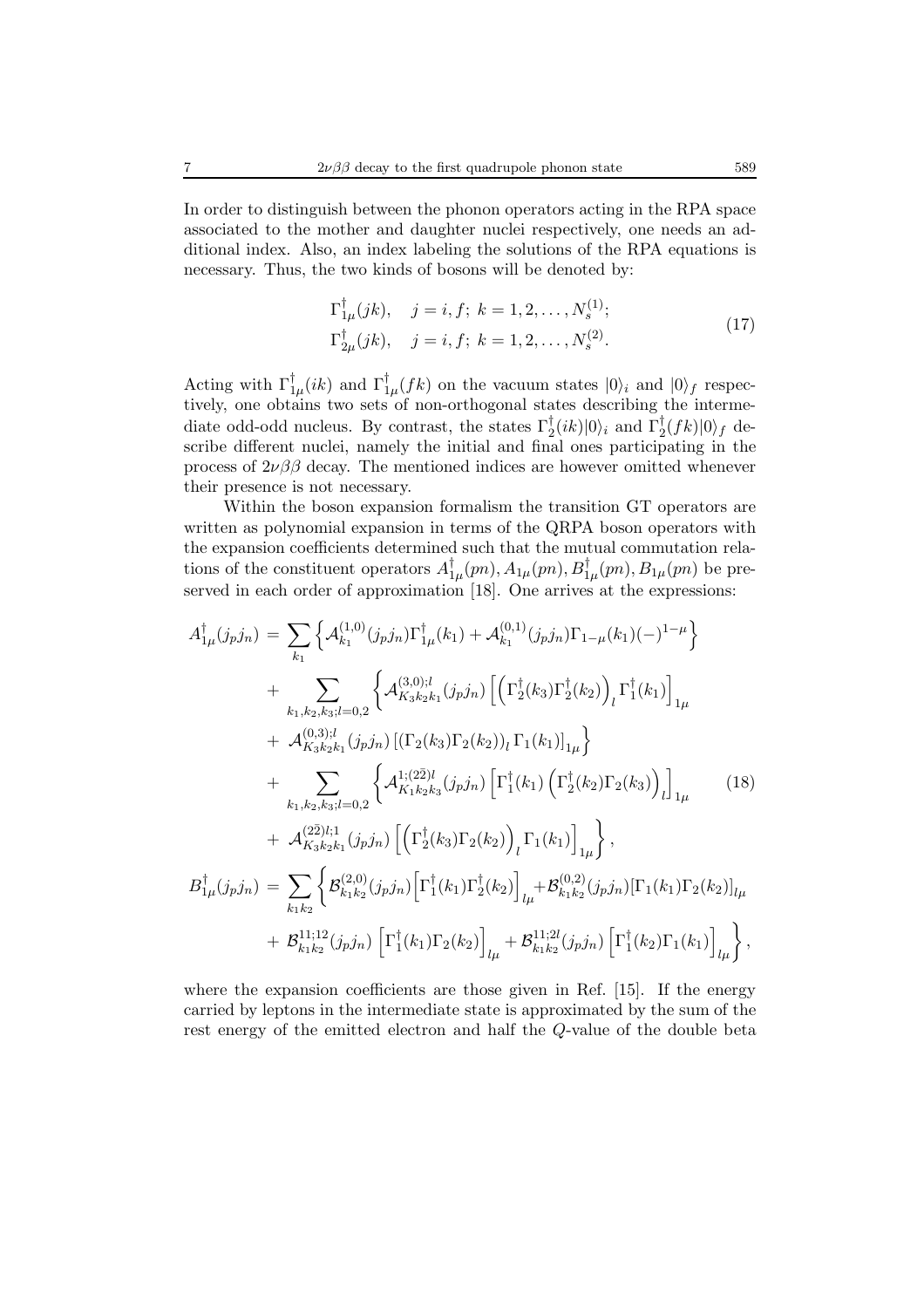In order to distinguish between the phonon operators acting in the RPA space associated to the mother and daughter nuclei respectively, one needs an additional index. Also, an index labeling the solutions of the RPA equations is necessary. Thus, the two kinds of bosons will be denoted by:

$$
\begin{aligned}
&\Gamma^{\dagger}_{1\mu}(jk), \quad j=i,f;\ k=1,2,\ldots,N_s^{(1)};\\
&\Gamma^{\dagger}_{2\mu}(jk), \quad j=i,f;\ k=1,2,\ldots,N_s^{(2)}.
\end{aligned}
\tag{17}
$$

Acting with $\Gamma^{\dagger}_{1\mu}(ik)$ and $\Gamma^{\dagger}_{1\mu}(fk)$ on the vacuum states $|0\rangle_i$ and $|0\rangle_f$ respectively, one obtains two sets of non-orthogonal states describing the intermediate odd-odd nucleus. By contrast, the states $\Gamma^{\dagger}_{2}(ik)|0\rangle_i$ and $\Gamma^{\dagger}_{2}(fk)|0\rangle_f$ describe different nuclei, namely the initial and final ones participating in the process of $2\nu\beta\beta$ decay. The mentioned indices are however omitted whenever their presence is not necessary.

Within the boson expansion formalism the transition GT operators are written as polynomial expansion in terms of the QRPA boson operators with the expansion coefficients determined such that the mutual commutation relations of the constituent operators $A^{\dagger}_{1\mu}(pn), A_{1\mu}(pn), B^{\dagger}_{1\mu}(pn), B_{1\mu}(pn)$ be preserved in each order of approximation [18]. One arrives at the expressions:

$$
\begin{aligned}
A^{\dagger}_{1\mu}(j_pj_n) =& \sum_{k_1}\left\{\mathcal{A}^{(1,0)}_{k_1}(j_pj_n)\Gamma^{\dagger}_{1\mu}(k_1)+\mathcal{A}^{(0,1)}_{k_1}(j_pj_n)\Gamma_{1-\mu}(k_1)(-)^{1-\mu}\right\}\\
&+\sum_{k_1,k_2,k_3;l=0,2}\left\{\mathcal{A}^{(3,0);l}_{K_3k_2k_1}(j_pj_n)\left[\left(\Gamma^{\dagger}_2(k_3)\Gamma^{\dagger}_2(k_2)\right)_l\Gamma^{\dagger}_1(k_1)\right]_{1\mu}\right.\\
&+\left.\mathcal{A}^{(0,3);l}_{K_3k_2k_1}(j_pj_n)\left[\left(\Gamma_2(k_3)\Gamma_2(k_2)\right)_l\Gamma_1(k_1)\right]_{1\mu}\right\}\\
&+\sum_{k_1,k_2,k_3;l=0,2}\left\{\mathcal{A}^{1;(2\bar{2})l}_{K_1k_2k_3}(j_pj_n)\left[\Gamma^{\dagger}_1(k_1)\left(\Gamma^{\dagger}_2(k_2)\Gamma_2(k_3)\right)_l\right]_{1\mu}\right.\\
&+\left.\mathcal{A}^{(2\bar{2})l;1}_{K_3k_2k_1}(j_pj_n)\left[\left(\Gamma^{\dagger}_2(k_3)\Gamma_2(k_2)\right)_l\Gamma_1(k_1)\right]_{1\mu}\right\},\\
B^{\dagger}_{1\mu}(j_pj_n) =& \sum_{k_1k_2}\left\{\mathcal{B}^{(2,0)}_{k_1k_2}(j_pj_n)\left[\Gamma^{\dagger}_1(k_1)\Gamma^{\dagger}_2(k_2)\right]_{l\mu}+\mathcal{B}^{(0,2)}_{k_1k_2}(j_pj_n)\left[\Gamma_1(k_1)\Gamma_2(k_2)\right]_{l\mu}\right.\\
&+\left.\mathcal{B}^{11;12}_{k_1k_2}(j_pj_n)\left[\Gamma^{\dagger}_1(k_1)\Gamma_2(k_2)\right]_{l\mu}+\mathcal{B}^{11;2l}_{k_1k_2}(j_pj_n)\left[\Gamma^{\dagger}_1(k_2)\Gamma_1(k_1)\right]_{l\mu}\right\},
\end{aligned}
\tag{18}
$$

where the expansion coefficients are those given in Ref. [15]. If the energy carried by leptons in the intermediate state is approximated by the sum of the rest energy of the emitted electron and half the $Q$-value of the double beta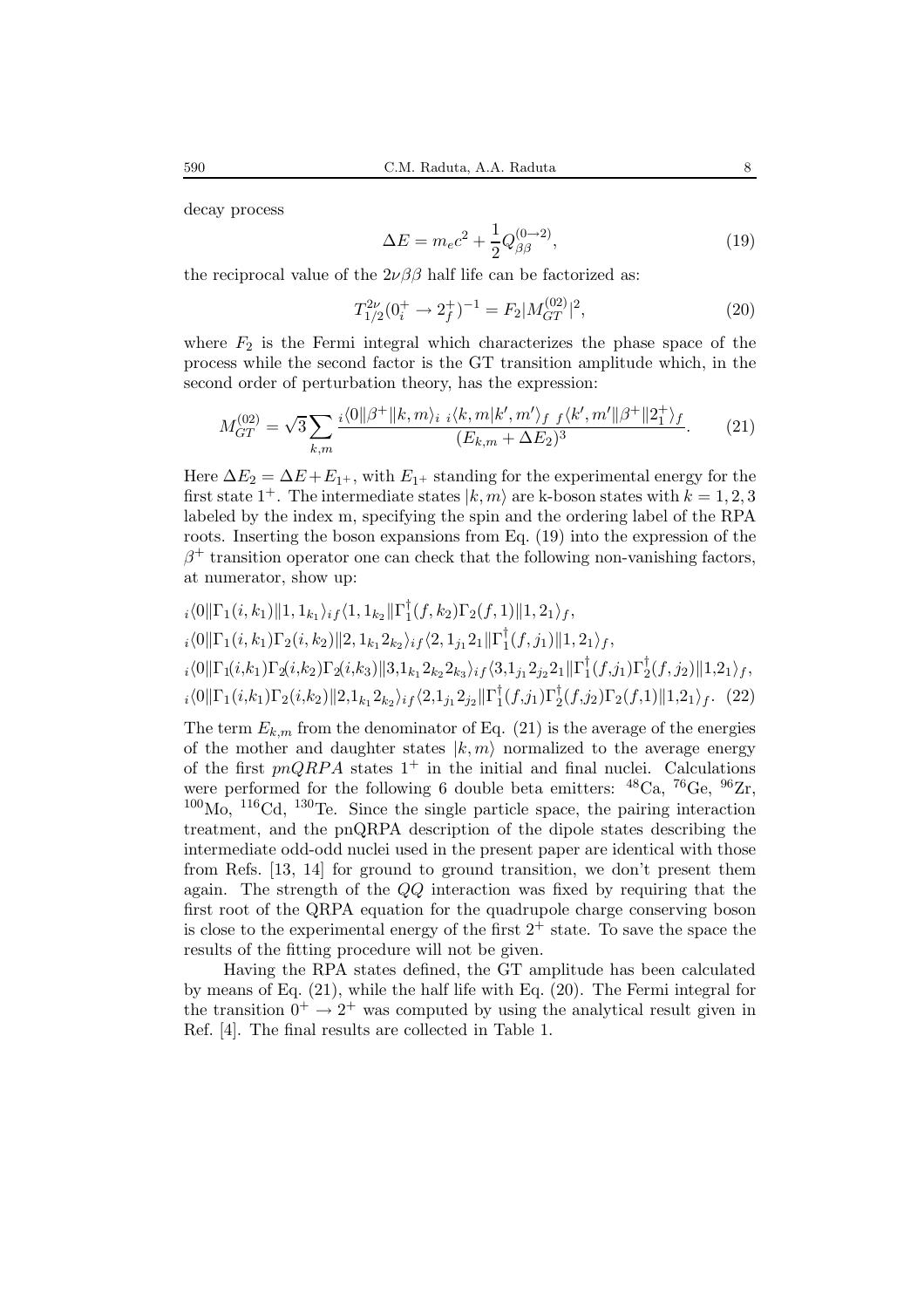decay process

$$\Delta E = m_e c^2 + \frac{1}{2} Q_{\beta\beta}^{(0\to 2)}, \tag{19}$$

the reciprocal value of the $2\nu\beta\beta$ half life can be factorized as:

$$T_{1/2}^{2\nu}(0_i^+ \to 2_f^+)^{-1} = F_2 |M_{GT}^{(02)}|^2, \tag{20}$$

where $F_2$ is the Fermi integral which characterizes the phase space of the process while the second factor is the GT transition amplitude which, in the second order of perturbation theory, has the expression:

$$M_{GT}^{(02)} = \sqrt{3} \sum_{k,m} \frac{{}_i\langle 0 \| \beta^+ \| k, m \rangle_i \; {}_i\langle k, m | k', m' \rangle_f \; {}_f\langle k', m' \| \beta^+ \| 2_1^+ \rangle_f}{(E_{k,m} + \Delta E_2)^3}. \tag{21}$$

Here $\Delta E_2 = \Delta E + E_{1^+}$, with $E_{1^+}$ standing for the experimental energy for the first state $1^+$. The intermediate states $|k,m\rangle$ are k-boson states with $k = 1,2,3$ labeled by the index m, specifying the spin and the ordering label of the RPA roots. Inserting the boson expansions from Eq. (19) into the expression of the $\beta^+$ transition operator one can check that the following non-vanishing factors, at numerator, show up:

$$\begin{aligned}
&{}_i\langle 0 \| \Gamma_1(i,k_1) \| 1, 1_{k_1} \rangle_{if} \langle 1, 1_{k_2} \| \Gamma_1^\dagger(f,k_2) \Gamma_2(f,1) \| 1, 2_1 \rangle_f, \\
&{}_i\langle 0 \| \Gamma_1(i,k_1) \Gamma_2(i,k_2) \| 2, 1_{k_1} 2_{k_2} \rangle_{if} \langle 2, 1_{j_1} 2_1 \| \Gamma_1^\dagger(f,j_1) \| 1, 2_1 \rangle_f, \\
&{}_i\langle 0 \| \Gamma_1(i,k_1) \Gamma_2(i,k_2) \Gamma_2(i,k_3) \| 3, 1_{k_1} 2_{k_2} 2_{k_3} \rangle_{if} \langle 3, 1_{j_1} 2_{j_2} 2_1 \| \Gamma_1^\dagger(f,j_1) \Gamma_2^\dagger(f,j_2) \| 1, 2_1 \rangle_f, \\
&{}_i\langle 0 \| \Gamma_1(i,k_1) \Gamma_2(i,k_2) \| 2, 1_{k_1} 2_{k_2} \rangle_{if} \langle 2, 1_{j_1} 2_{j_2} \| \Gamma_1^\dagger(f,j_1) \Gamma_2^\dagger(f,j_2) \Gamma_2(f,1) \| 1, 2_1 \rangle_f.
\end{aligned} \tag{22}$$

The term $E_{k,m}$ from the denominator of Eq. (21) is the average of the energies of the mother and daughter states $|k,m\rangle$ normalized to the average energy of the first *pnQRPA* states $1^+$ in the initial and final nuclei. Calculations were performed for the following 6 double beta emitters: $^{48}$Ca, $^{76}$Ge, $^{96}$Zr, $^{100}$Mo, $^{116}$Cd, $^{130}$Te. Since the single particle space, the pairing interaction treatment, and the pnQRPA description of the dipole states describing the intermediate odd-odd nuclei used in the present paper are identical with those from Refs. [13, 14] for ground to ground transition, we don't present them again. The strength of the $QQ$ interaction was fixed by requiring that the first root of the QRPA equation for the quadrupole charge conserving boson is close to the experimental energy of the first $2^+$ state. To save the space the results of the fitting procedure will not be given.

Having the RPA states defined, the GT amplitude has been calculated by means of Eq. (21), while the half life with Eq. (20). The Fermi integral for the transition $0^+ \to 2^+$ was computed by using the analytical result given in Ref. [4]. The final results are collected in Table 1.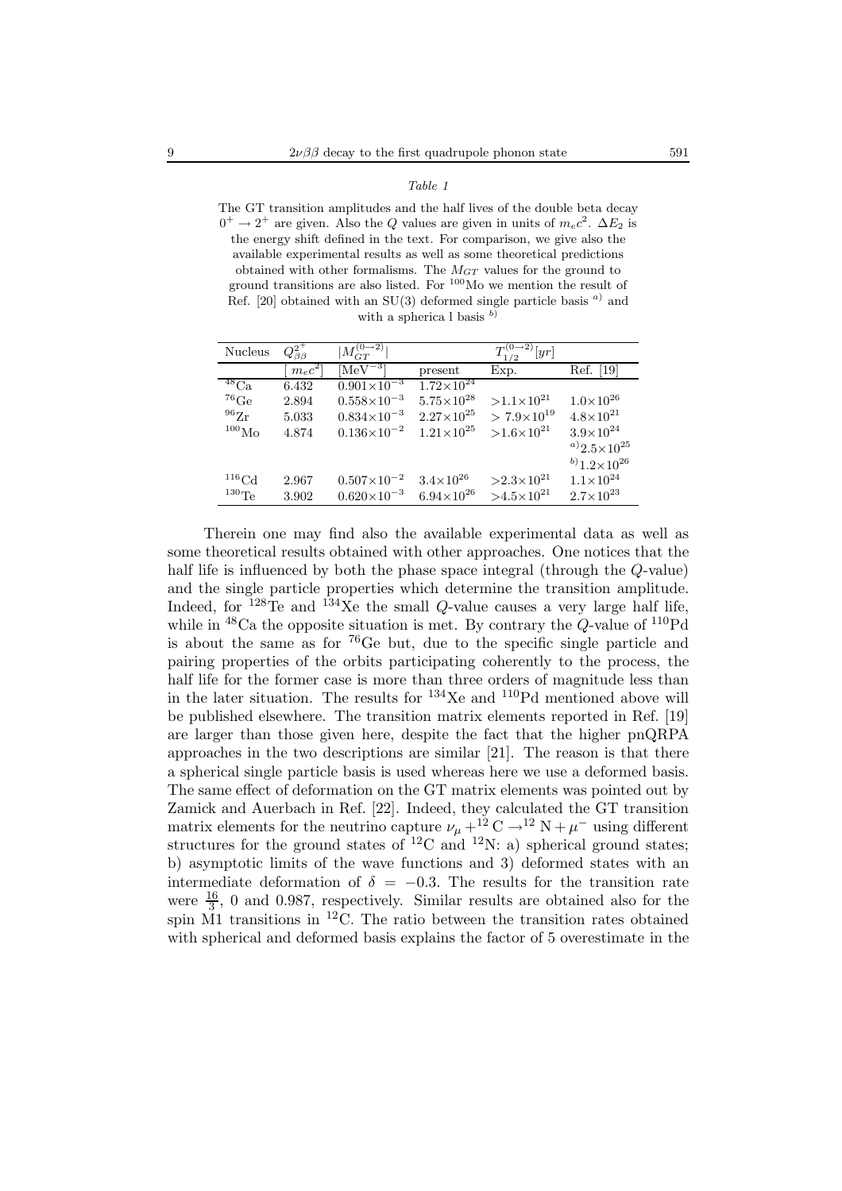*Table 1*

The GT transition amplitudes and the half lives of the double beta decay $0^+ \to 2^+$ are given. Also the $Q$ values are given in units of $m_ec^2$. $\Delta E_2$ is the energy shift defined in the text. For comparison, we give also the available experimental results as well as some theoretical predictions obtained with other formalisms. The $M_{GT}$ values for the ground to ground transitions are also listed. For $^{100}$Mo we mention the result of Ref. [20] obtained with an SU(3) deformed single particle basis $^{a)}$ and with a spherica l basis $^{b)}$

| Nucleus | $Q^{2^+}_{\beta\beta}$ | $\|M^{(0\to 2)}_{GT}\|$ | | $T^{(0\to 2)}_{1/2}[yr]$ | |
|---|---|---|---|---|---|
| | [ $m_ec^2$] | [MeV$^{-3}$] | present | Exp. | Ref. [19] |
| $^{48}$Ca | 6.432 | $0.901\times10^{-3}$ | $1.72\times10^{24}$ | | |
| $^{76}$Ge | 2.894 | $0.558\times10^{-3}$ | $5.75\times10^{28}$ | $>1.1\times10^{21}$ | $1.0\times10^{26}$ |
| $^{96}$Zr | 5.033 | $0.834\times10^{-3}$ | $2.27\times10^{25}$ | $> 7.9\times10^{19}$ | $4.8\times10^{21}$ |
| $^{100}$Mo | 4.874 | $0.136\times10^{-2}$ | $1.21\times10^{25}$ | $>1.6\times10^{21}$ | $3.9\times10^{24}$ |
| | | | | | $^{a)}2.5\times10^{25}$ |
| | | | | | $^{b)}1.2\times10^{26}$ |
| $^{116}$Cd | 2.967 | $0.507\times10^{-2}$ | $3.4\times10^{26}$ | $>2.3\times10^{21}$ | $1.1\times10^{24}$ |
| $^{130}$Te | 3.902 | $0.620\times10^{-3}$ | $6.94\times10^{26}$ | $>4.5\times10^{21}$ | $2.7\times10^{23}$ |

Therein one may find also the available experimental data as well as some theoretical results obtained with other approaches. One notices that the half life is influenced by both the phase space integral (through the $Q$-value) and the single particle properties which determine the transition amplitude. Indeed, for $^{128}$Te and $^{134}$Xe the small $Q$-value causes a very large half life, while in $^{48}$Ca the opposite situation is met. By contrary the $Q$-value of $^{110}$Pd is about the same as for $^{76}$Ge but, due to the specific single particle and pairing properties of the orbits participating coherently to the process, the half life for the former case is more than three orders of magnitude less than in the later situation. The results for $^{134}$Xe and $^{110}$Pd mentioned above will be published elsewhere. The transition matrix elements reported in Ref. [19] are larger than those given here, despite the fact that the higher pnQRPA approaches in the two descriptions are similar [21]. The reason is that there a spherical single particle basis is used whereas here we use a deformed basis. The same effect of deformation on the GT matrix elements was pointed out by Zamick and Auerbach in Ref. [22]. Indeed, they calculated the GT transition matrix elements for the neutrino capture $\nu_\mu +^{12}\mathrm{C} \to^{12}\mathrm{N} + \mu^-$ using different structures for the ground states of $^{12}$C and $^{12}$N: a) spherical ground states; b) asymptotic limits of the wave functions and 3) deformed states with an intermediate deformation of $\delta = -0.3$. The results for the transition rate were $\frac{16}{3}$, 0 and 0.987, respectively. Similar results are obtained also for the spin M1 transitions in $^{12}$C. The ratio between the transition rates obtained with spherical and deformed basis explains the factor of 5 overestimate in the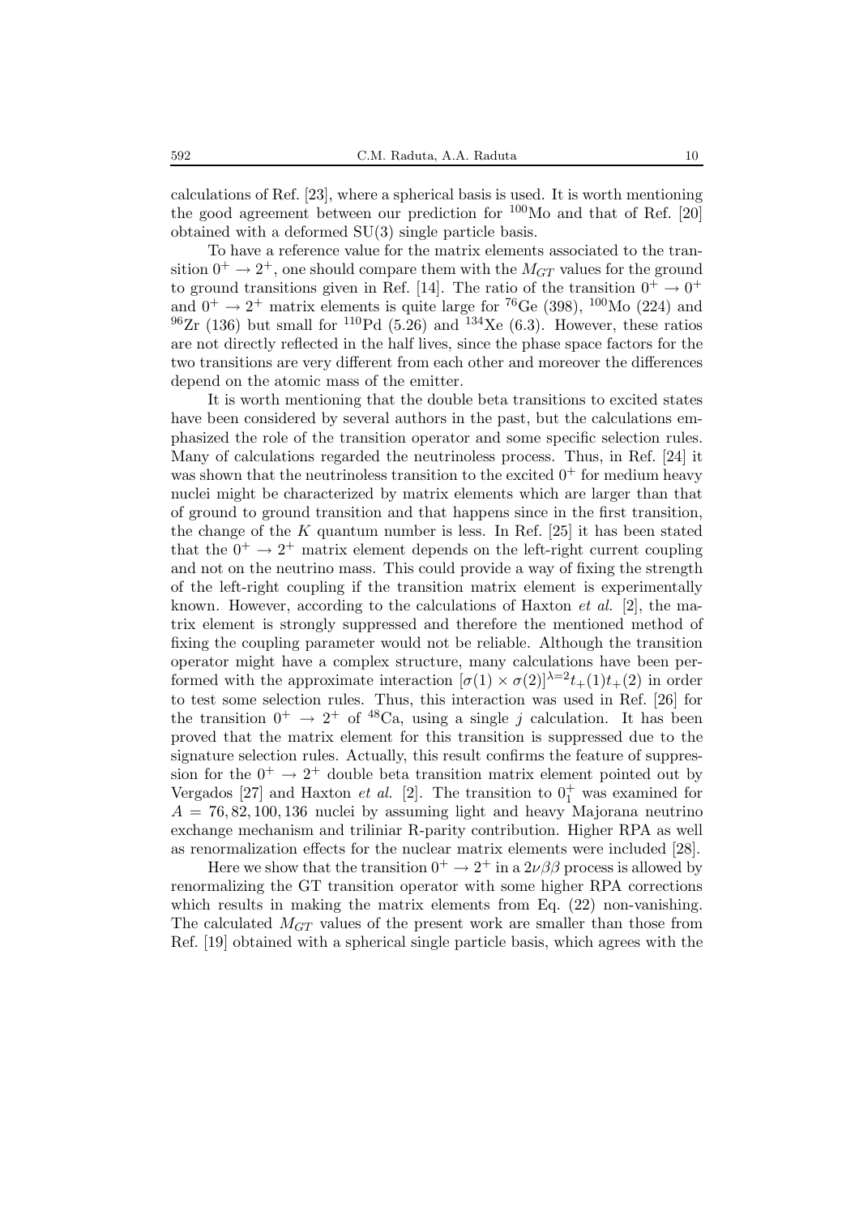calculations of Ref. [23], where a spherical basis is used. It is worth mentioning the good agreement between our prediction for $^{100}$Mo and that of Ref. [20] obtained with a deformed SU(3) single particle basis.

To have a reference value for the matrix elements associated to the transition $0^+ \rightarrow 2^+$, one should compare them with the $M_{GT}$ values for the ground to ground transitions given in Ref. [14]. The ratio of the transition $0^+ \rightarrow 0^+$ and $0^+ \rightarrow 2^+$ matrix elements is quite large for $^{76}$Ge (398), $^{100}$Mo (224) and $^{96}$Zr (136) but small for $^{110}$Pd (5.26) and $^{134}$Xe (6.3). However, these ratios are not directly reflected in the half lives, since the phase space factors for the two transitions are very different from each other and moreover the differences depend on the atomic mass of the emitter.

It is worth mentioning that the double beta transitions to excited states have been considered by several authors in the past, but the calculations emphasized the role of the transition operator and some specific selection rules. Many of calculations regarded the neutrinoless process. Thus, in Ref. [24] it was shown that the neutrinoless transition to the excited $0^+$ for medium heavy nuclei might be characterized by matrix elements which are larger than that of ground to ground transition and that happens since in the first transition, the change of the $K$ quantum number is less. In Ref. [25] it has been stated that the $0^+ \rightarrow 2^+$ matrix element depends on the left-right current coupling and not on the neutrino mass. This could provide a way of fixing the strength of the left-right coupling if the transition matrix element is experimentally known. However, according to the calculations of Haxton *et al.* [2], the matrix element is strongly suppressed and therefore the mentioned method of fixing the coupling parameter would not be reliable. Although the transition operator might have a complex structure, many calculations have been performed with the approximate interaction $[\sigma(1) \times \sigma(2)]^{\lambda=2} t_+(1)t_+(2)$ in order to test some selection rules. Thus, this interaction was used in Ref. [26] for the transition $0^+ \rightarrow 2^+$ of $^{48}$Ca, using a single $j$ calculation. It has been proved that the matrix element for this transition is suppressed due to the signature selection rules. Actually, this result confirms the feature of suppression for the $0^+ \rightarrow 2^+$ double beta transition matrix element pointed out by Vergados [27] and Haxton *et al.* [2]. The transition to $0_1^+$ was examined for $A = 76, 82, 100, 136$ nuclei by assuming light and heavy Majorana neutrino exchange mechanism and triliniar R-parity contribution. Higher RPA as well as renormalization effects for the nuclear matrix elements were included [28].

Here we show that the transition $0^+ \rightarrow 2^+$ in a $2\nu\beta\beta$ process is allowed by renormalizing the GT transition operator with some higher RPA corrections which results in making the matrix elements from Eq. (22) non-vanishing. The calculated $M_{GT}$ values of the present work are smaller than those from Ref. [19] obtained with a spherical single particle basis, which agrees with the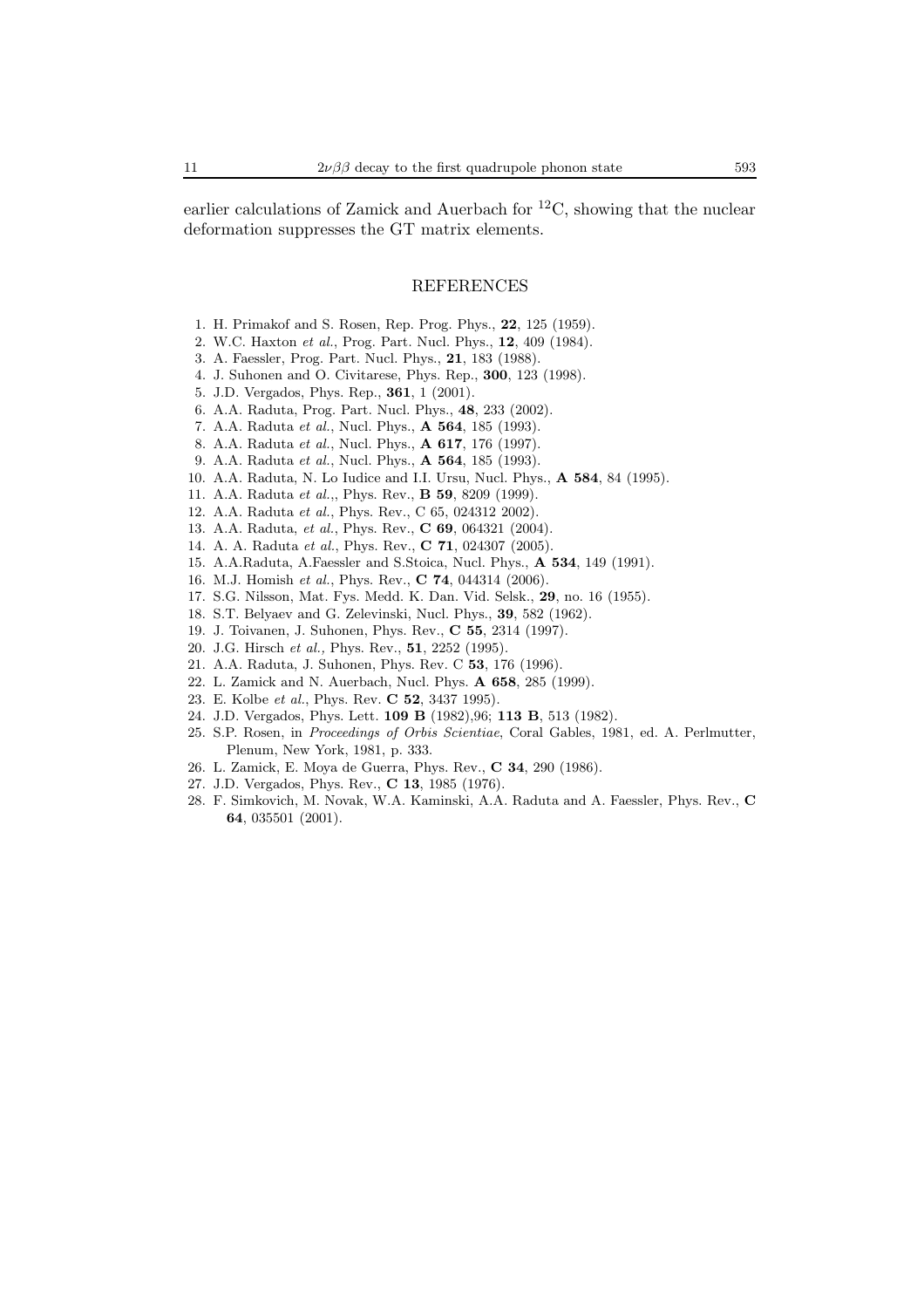earlier calculations of Zamick and Auerbach for $^{12}$C, showing that the nuclear deformation suppresses the GT matrix elements.

## REFERENCES

1. H. Primakof and S. Rosen, Rep. Prog. Phys., **22**, 125 (1959).
2. W.C. Haxton *et al.*, Prog. Part. Nucl. Phys., **12**, 409 (1984).
3. A. Faessler, Prog. Part. Nucl. Phys., **21**, 183 (1988).
4. J. Suhonen and O. Civitarese, Phys. Rep., **300**, 123 (1998).
5. J.D. Vergados, Phys. Rep., **361**, 1 (2001).
6. A.A. Raduta, Prog. Part. Nucl. Phys., **48**, 233 (2002).
7. A.A. Raduta *et al.*, Nucl. Phys., **A 564**, 185 (1993).
8. A.A. Raduta *et al.*, Nucl. Phys., **A 617**, 176 (1997).
9. A.A. Raduta *et al.*, Nucl. Phys., **A 564**, 185 (1993).
10. A.A. Raduta, N. Lo Iudice and I.I. Ursu, Nucl. Phys., **A 584**, 84 (1995).
11. A.A. Raduta *et al.*,, Phys. Rev., **B 59**, 8209 (1999).
12. A.A. Raduta *et al.*, Phys. Rev., C 65, 024312 2002).
13. A.A. Raduta, *et al.*, Phys. Rev., **C 69**, 064321 (2004).
14. A. A. Raduta *et al.*, Phys. Rev., **C 71**, 024307 (2005).
15. A.A.Raduta, A.Faessler and S.Stoica, Nucl. Phys., **A 534**, 149 (1991).
16. M.J. Homish *et al.*, Phys. Rev., **C 74**, 044314 (2006).
17. S.G. Nilsson, Mat. Fys. Medd. K. Dan. Vid. Selsk., **29**, no. 16 (1955).
18. S.T. Belyaev and G. Zelevinski, Nucl. Phys., **39**, 582 (1962).
19. J. Toivanen, J. Suhonen, Phys. Rev., **C 55**, 2314 (1997).
20. J.G. Hirsch *et al.,* Phys. Rev., **51**, 2252 (1995).
21. A.A. Raduta, J. Suhonen, Phys. Rev. C **53**, 176 (1996).
22. L. Zamick and N. Auerbach, Nucl. Phys. **A 658**, 285 (1999).
23. E. Kolbe *et al.*, Phys. Rev. **C 52**, 3437 1995).
24. J.D. Vergados, Phys. Lett. **109 B** (1982),96; **113 B**, 513 (1982).
25. S.P. Rosen, in *Proceedings of Orbis Scientiae*, Coral Gables, 1981, ed. A. Perlmutter, Plenum, New York, 1981, p. 333.
26. L. Zamick, E. Moya de Guerra, Phys. Rev., **C 34**, 290 (1986).
27. J.D. Vergados, Phys. Rev., **C 13**, 1985 (1976).
28. F. Simkovich, M. Novak, W.A. Kaminski, A.A. Raduta and A. Faessler, Phys. Rev., **C 64**, 035501 (2001).